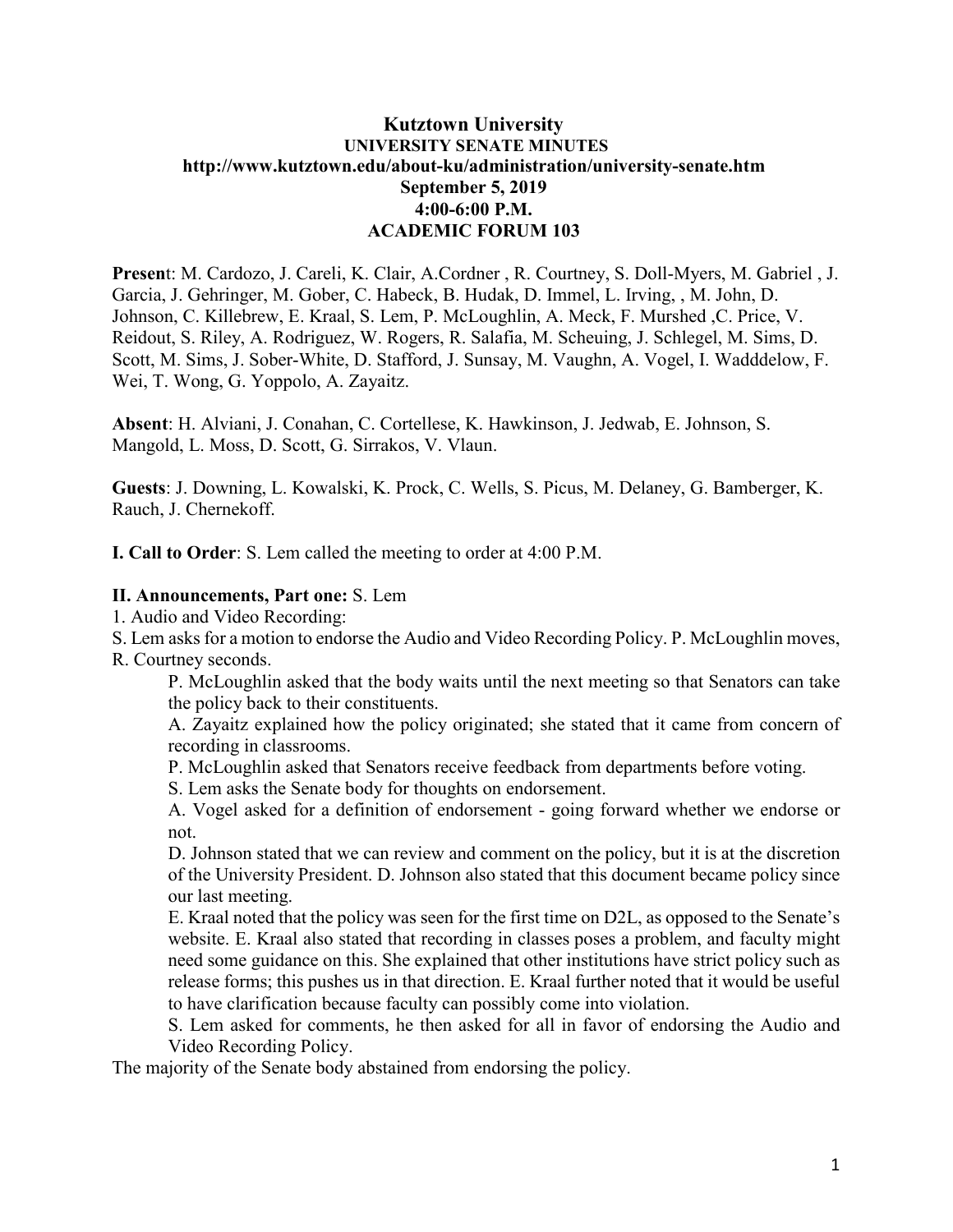# Kutztown University

**UNIVERSITY SENATE MINUTES**
**http://www.kutztown.edu/about-ku/administration/university-senate.htm**
**September 5, 2019**
**4:00-6:00 P.M.**
**ACADEMIC FORUM 103**

**Present**: M. Cardozo, J. Careli, K. Clair, A.Cordner , R. Courtney, S. Doll-Myers, M. Gabriel , J. Garcia, J. Gehringer, M. Gober, C. Habeck, B. Hudak, D. Immel, L. Irving, , M. John, D. Johnson, C. Killebrew, E. Kraal, S. Lem, P. McLoughlin, A. Meck, F. Murshed ,C. Price, V. Reidout, S. Riley, A. Rodriguez, W. Rogers, R. Salafia, M. Scheuing, J. Schlegel, M. Sims, D. Scott, M. Sims, J. Sober-White, D. Stafford, J. Sunsay, M. Vaughn, A. Vogel, I. Wadddelow, F. Wei, T. Wong, G. Yoppolo, A. Zayaitz.

**Absent**: H. Alviani, J. Conahan, C. Cortellese, K. Hawkinson, J. Jedwab, E. Johnson, S. Mangold, L. Moss, D. Scott, G. Sirrakos, V. Vlaun.

**Guests**: J. Downing, L. Kowalski, K. Prock, C. Wells, S. Picus, M. Delaney, G. Bamberger, K. Rauch, J. Chernekoff.

**I. Call to Order**: S. Lem called the meeting to order at 4:00 P.M.

**II. Announcements, Part one:** S. Lem

1. Audio and Video Recording:

S. Lem asks for a motion to endorse the Audio and Video Recording Policy. P. McLoughlin moves, R. Courtney seconds.

> P. McLoughlin asked that the body waits until the next meeting so that Senators can take the policy back to their constituents.
>
> A. Zayaitz explained how the policy originated; she stated that it came from concern of recording in classrooms.
>
> P. McLoughlin asked that Senators receive feedback from departments before voting.
>
> S. Lem asks the Senate body for thoughts on endorsement.
>
> A. Vogel asked for a definition of endorsement - going forward whether we endorse or not.
>
> D. Johnson stated that we can review and comment on the policy, but it is at the discretion of the University President. D. Johnson also stated that this document became policy since our last meeting.
>
> E. Kraal noted that the policy was seen for the first time on D2L, as opposed to the Senate's website. E. Kraal also stated that recording in classes poses a problem, and faculty might need some guidance on this. She explained that other institutions have strict policy such as release forms; this pushes us in that direction. E. Kraal further noted that it would be useful to have clarification because faculty can possibly come into violation.
>
> S. Lem asked for comments, he then asked for all in favor of endorsing the Audio and Video Recording Policy.

The majority of the Senate body abstained from endorsing the policy.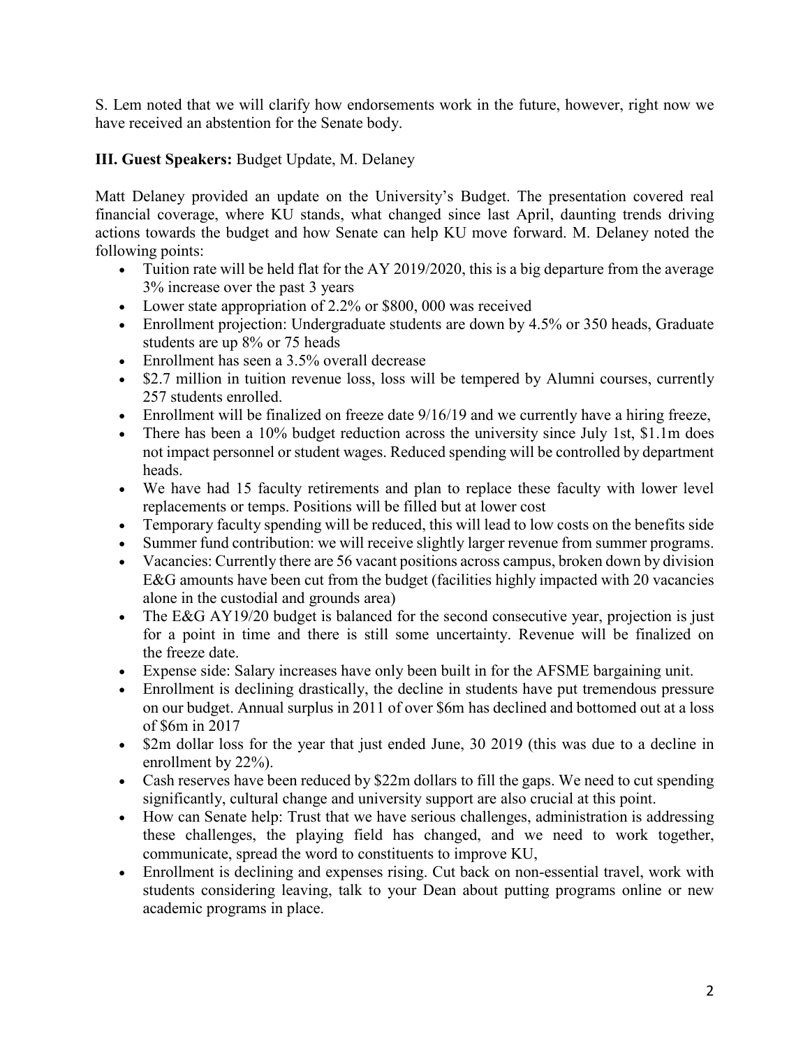S. Lem noted that we will clarify how endorsements work in the future, however, right now we have received an abstention for the Senate body.

**III. Guest Speakers:** Budget Update, M. Delaney

Matt Delaney provided an update on the University's Budget. The presentation covered real financial coverage, where KU stands, what changed since last April, daunting trends driving actions towards the budget and how Senate can help KU move forward. M. Delaney noted the following points:

- Tuition rate will be held flat for the AY 2019/2020, this is a big departure from the average 3% increase over the past 3 years
- Lower state appropriation of 2.2% or $800, 000 was received
- Enrollment projection: Undergraduate students are down by 4.5% or 350 heads, Graduate students are up 8% or 75 heads
- Enrollment has seen a 3.5% overall decrease
- $2.7 million in tuition revenue loss, loss will be tempered by Alumni courses, currently 257 students enrolled.
- Enrollment will be finalized on freeze date 9/16/19 and we currently have a hiring freeze,
- There has been a 10% budget reduction across the university since July 1st, $1.1m does not impact personnel or student wages. Reduced spending will be controlled by department heads.
- We have had 15 faculty retirements and plan to replace these faculty with lower level replacements or temps. Positions will be filled but at lower cost
- Temporary faculty spending will be reduced, this will lead to low costs on the benefits side
- Summer fund contribution: we will receive slightly larger revenue from summer programs.
- Vacancies: Currently there are 56 vacant positions across campus, broken down by division E&G amounts have been cut from the budget (facilities highly impacted with 20 vacancies alone in the custodial and grounds area)
- The E&G AY19/20 budget is balanced for the second consecutive year, projection is just for a point in time and there is still some uncertainty. Revenue will be finalized on the freeze date.
- Expense side: Salary increases have only been built in for the AFSME bargaining unit.
- Enrollment is declining drastically, the decline in students have put tremendous pressure on our budget. Annual surplus in 2011 of over $6m has declined and bottomed out at a loss of $6m in 2017
- $2m dollar loss for the year that just ended June, 30 2019 (this was due to a decline in enrollment by 22%).
- Cash reserves have been reduced by $22m dollars to fill the gaps. We need to cut spending significantly, cultural change and university support are also crucial at this point.
- How can Senate help: Trust that we have serious challenges, administration is addressing these challenges, the playing field has changed, and we need to work together, communicate, spread the word to constituents to improve KU,
- Enrollment is declining and expenses rising. Cut back on non-essential travel, work with students considering leaving, talk to your Dean about putting programs online or new academic programs in place.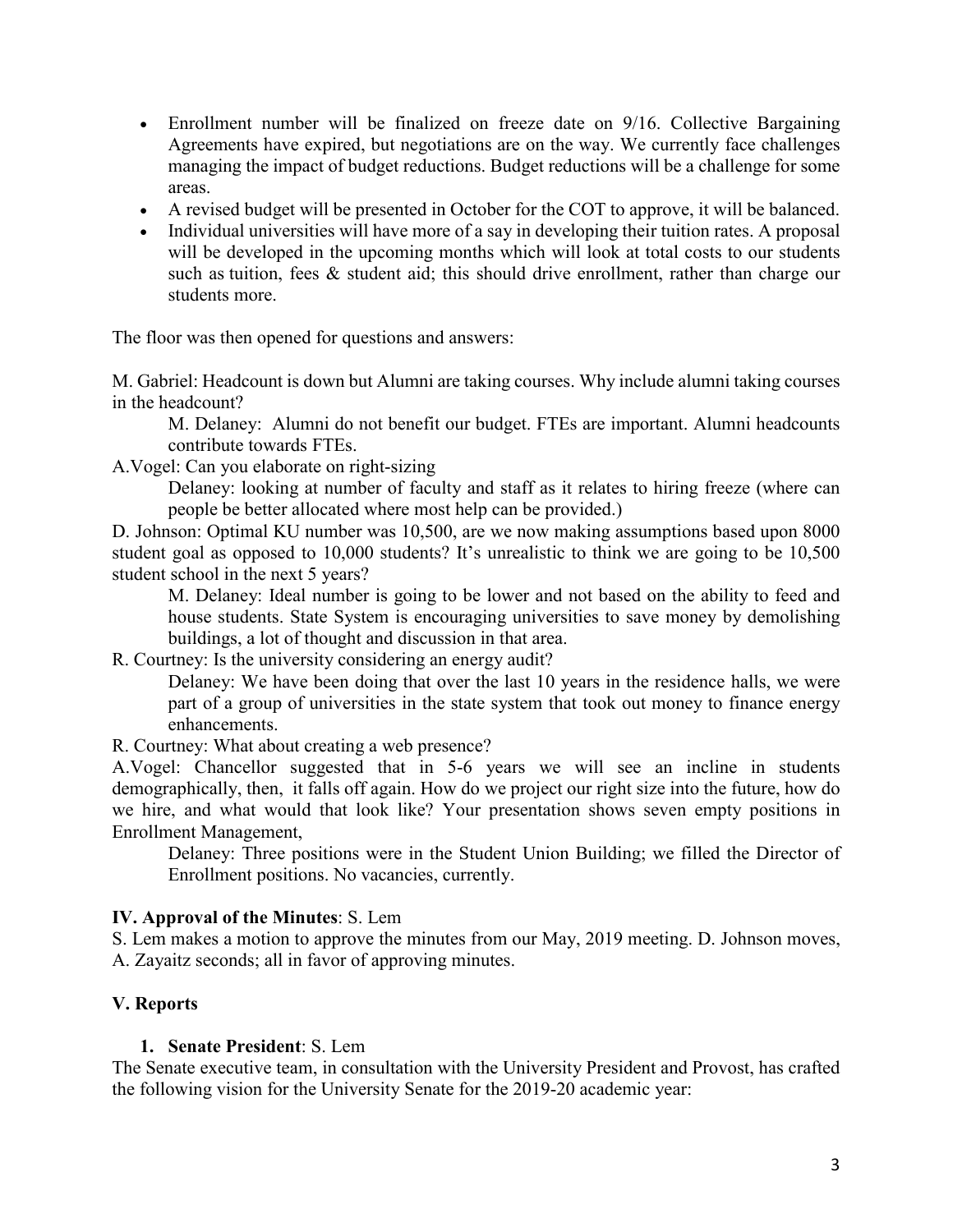- Enrollment number will be finalized on freeze date on 9/16. Collective Bargaining Agreements have expired, but negotiations are on the way. We currently face challenges managing the impact of budget reductions. Budget reductions will be a challenge for some areas.
- A revised budget will be presented in October for the COT to approve, it will be balanced.
- Individual universities will have more of a say in developing their tuition rates. A proposal will be developed in the upcoming months which will look at total costs to our students such as tuition, fees & student aid; this should drive enrollment, rather than charge our students more.

The floor was then opened for questions and answers:

M. Gabriel: Headcount is down but Alumni are taking courses. Why include alumni taking courses in the headcount?

> M. Delaney: Alumni do not benefit our budget. FTEs are important. Alumni headcounts contribute towards FTEs.

A.Vogel: Can you elaborate on right-sizing

> Delaney: looking at number of faculty and staff as it relates to hiring freeze (where can people be better allocated where most help can be provided.)

D. Johnson: Optimal KU number was 10,500, are we now making assumptions based upon 8000 student goal as opposed to 10,000 students? It's unrealistic to think we are going to be 10,500 student school in the next 5 years?

> M. Delaney: Ideal number is going to be lower and not based on the ability to feed and house students. State System is encouraging universities to save money by demolishing buildings, a lot of thought and discussion in that area.

R. Courtney: Is the university considering an energy audit?

> Delaney: We have been doing that over the last 10 years in the residence halls, we were part of a group of universities in the state system that took out money to finance energy enhancements.

R. Courtney: What about creating a web presence?

A.Vogel: Chancellor suggested that in 5-6 years we will see an incline in students demographically, then, it falls off again. How do we project our right size into the future, how do we hire, and what would that look like? Your presentation shows seven empty positions in Enrollment Management,

> Delaney: Three positions were in the Student Union Building; we filled the Director of Enrollment positions. No vacancies, currently.

**IV. Approval of the Minutes**: S. Lem

S. Lem makes a motion to approve the minutes from our May, 2019 meeting. D. Johnson moves, A. Zayaitz seconds; all in favor of approving minutes.

**V. Reports**

1. **Senate President**: S. Lem

The Senate executive team, in consultation with the University President and Provost, has crafted the following vision for the University Senate for the 2019-20 academic year: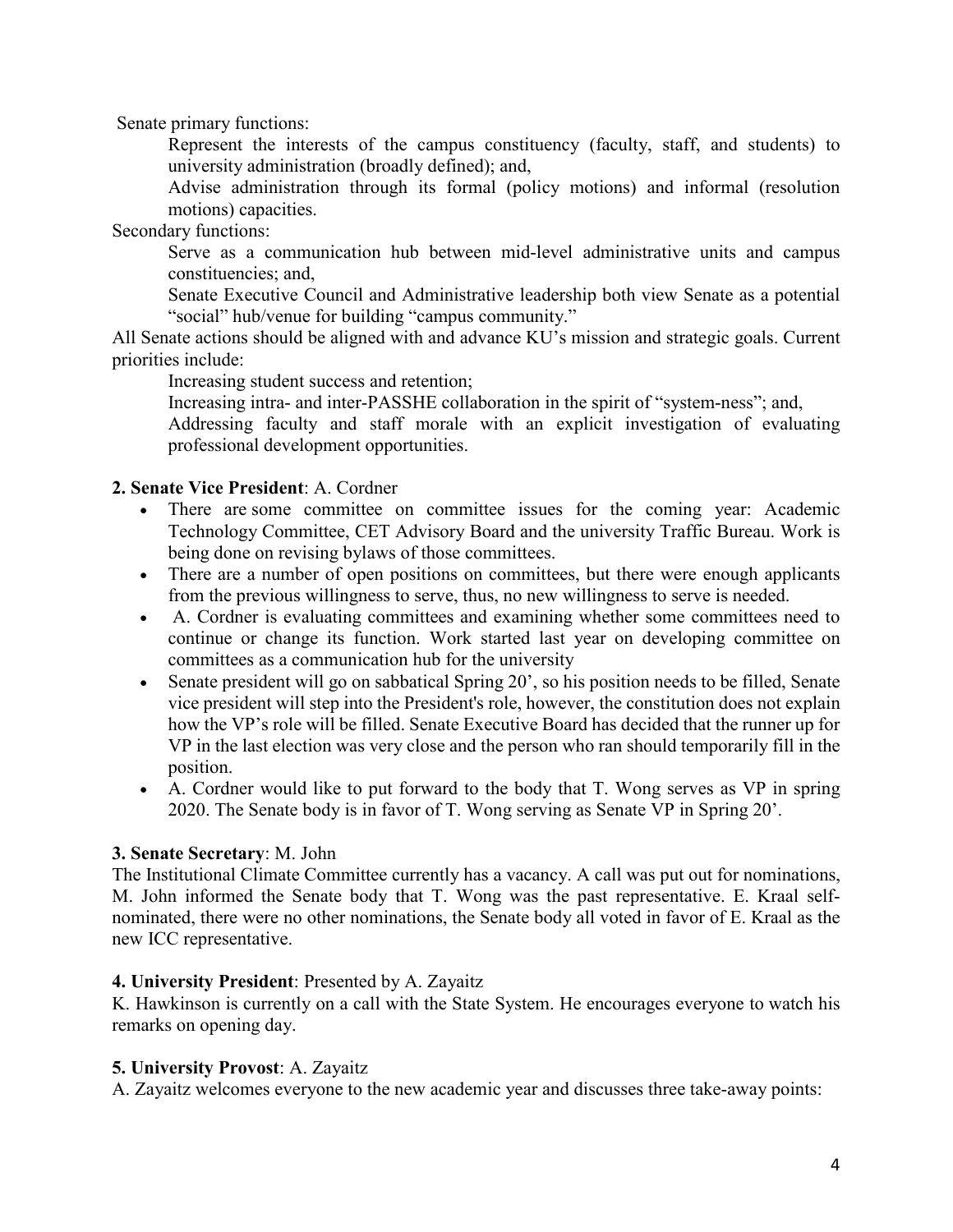Senate primary functions:

Represent the interests of the campus constituency (faculty, staff, and students) to university administration (broadly defined); and,

Advise administration through its formal (policy motions) and informal (resolution motions) capacities.

Secondary functions:

Serve as a communication hub between mid-level administrative units and campus constituencies; and,

Senate Executive Council and Administrative leadership both view Senate as a potential "social" hub/venue for building "campus community."

All Senate actions should be aligned with and advance KU's mission and strategic goals. Current priorities include:

Increasing student success and retention;

Increasing intra- and inter-PASSHE collaboration in the spirit of "system-ness"; and,

Addressing faculty and staff morale with an explicit investigation of evaluating professional development opportunities.

**2. Senate Vice President**: A. Cordner

- There are some committee on committee issues for the coming year: Academic Technology Committee, CET Advisory Board and the university Traffic Bureau. Work is being done on revising bylaws of those committees.
- There are a number of open positions on committees, but there were enough applicants from the previous willingness to serve, thus, no new willingness to serve is needed.
- A. Cordner is evaluating committees and examining whether some committees need to continue or change its function. Work started last year on developing committee on committees as a communication hub for the university
- Senate president will go on sabbatical Spring 20', so his position needs to be filled, Senate vice president will step into the President's role, however, the constitution does not explain how the VP's role will be filled. Senate Executive Board has decided that the runner up for VP in the last election was very close and the person who ran should temporarily fill in the position.
- A. Cordner would like to put forward to the body that T. Wong serves as VP in spring 2020. The Senate body is in favor of T. Wong serving as Senate VP in Spring 20'.

**3. Senate Secretary**: M. John

The Institutional Climate Committee currently has a vacancy. A call was put out for nominations, M. John informed the Senate body that T. Wong was the past representative. E. Kraal self-nominated, there were no other nominations, the Senate body all voted in favor of E. Kraal as the new ICC representative.

**4. University President**: Presented by A. Zayaitz

K. Hawkinson is currently on a call with the State System. He encourages everyone to watch his remarks on opening day.

**5. University Provost**: A. Zayaitz

A. Zayaitz welcomes everyone to the new academic year and discusses three take-away points: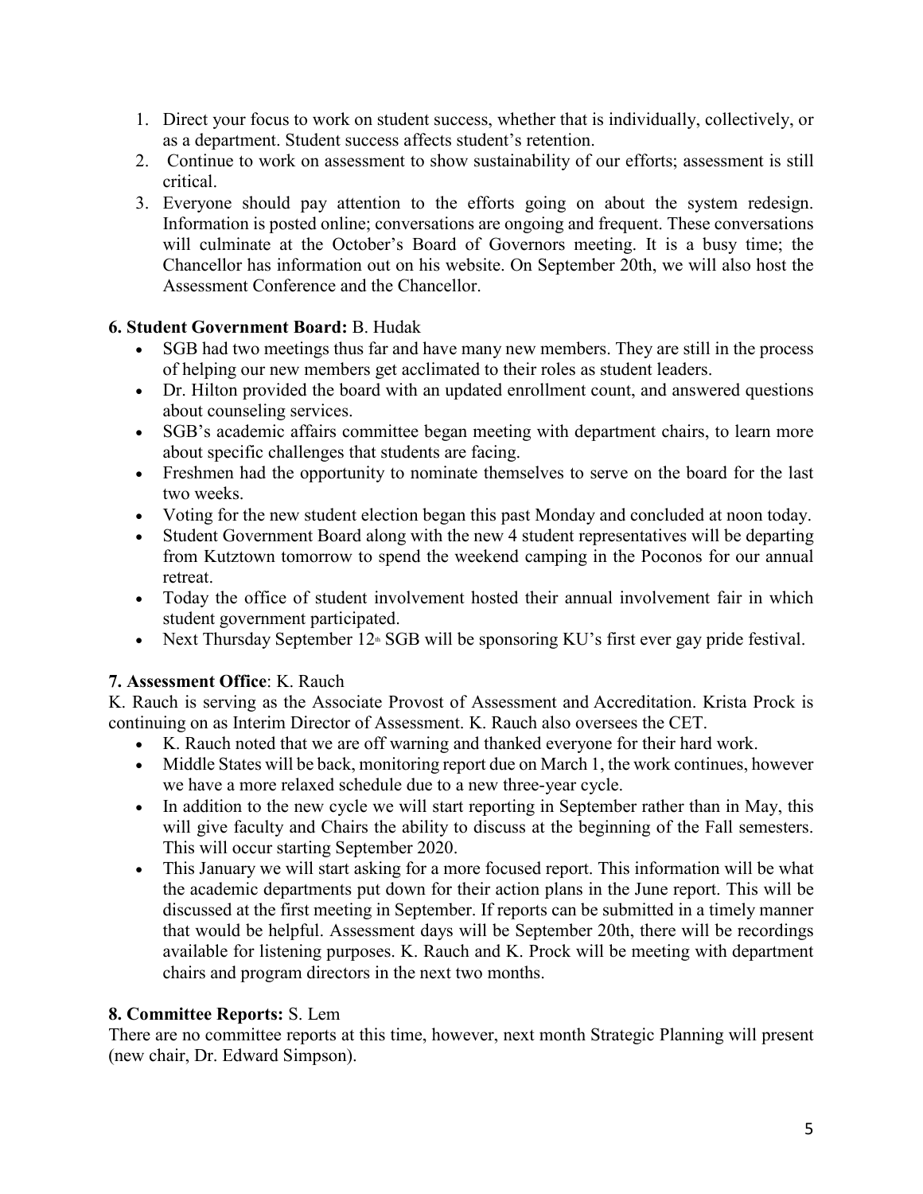1. Direct your focus to work on student success, whether that is individually, collectively, or as a department. Student success affects student's retention.
2. Continue to work on assessment to show sustainability of our efforts; assessment is still critical.
3. Everyone should pay attention to the efforts going on about the system redesign. Information is posted online; conversations are ongoing and frequent. These conversations will culminate at the October's Board of Governors meeting. It is a busy time; the Chancellor has information out on his website. On September 20th, we will also host the Assessment Conference and the Chancellor.

**6. Student Government Board:** B. Hudak

- SGB had two meetings thus far and have many new members. They are still in the process of helping our new members get acclimated to their roles as student leaders.
- Dr. Hilton provided the board with an updated enrollment count, and answered questions about counseling services.
- SGB's academic affairs committee began meeting with department chairs, to learn more about specific challenges that students are facing.
- Freshmen had the opportunity to nominate themselves to serve on the board for the last two weeks.
- Voting for the new student election began this past Monday and concluded at noon today.
- Student Government Board along with the new 4 student representatives will be departing from Kutztown tomorrow to spend the weekend camping in the Poconos for our annual retreat.
- Today the office of student involvement hosted their annual involvement fair in which student government participated.
- Next Thursday September 12th SGB will be sponsoring KU's first ever gay pride festival.

**7. Assessment Office**: K. Rauch

K. Rauch is serving as the Associate Provost of Assessment and Accreditation. Krista Prock is continuing on as Interim Director of Assessment. K. Rauch also oversees the CET.

- K. Rauch noted that we are off warning and thanked everyone for their hard work.
- Middle States will be back, monitoring report due on March 1, the work continues, however we have a more relaxed schedule due to a new three-year cycle.
- In addition to the new cycle we will start reporting in September rather than in May, this will give faculty and Chairs the ability to discuss at the beginning of the Fall semesters. This will occur starting September 2020.
- This January we will start asking for a more focused report. This information will be what the academic departments put down for their action plans in the June report. This will be discussed at the first meeting in September. If reports can be submitted in a timely manner that would be helpful. Assessment days will be September 20th, there will be recordings available for listening purposes. K. Rauch and K. Prock will be meeting with department chairs and program directors in the next two months.

**8. Committee Reports:** S. Lem

There are no committee reports at this time, however, next month Strategic Planning will present (new chair, Dr. Edward Simpson).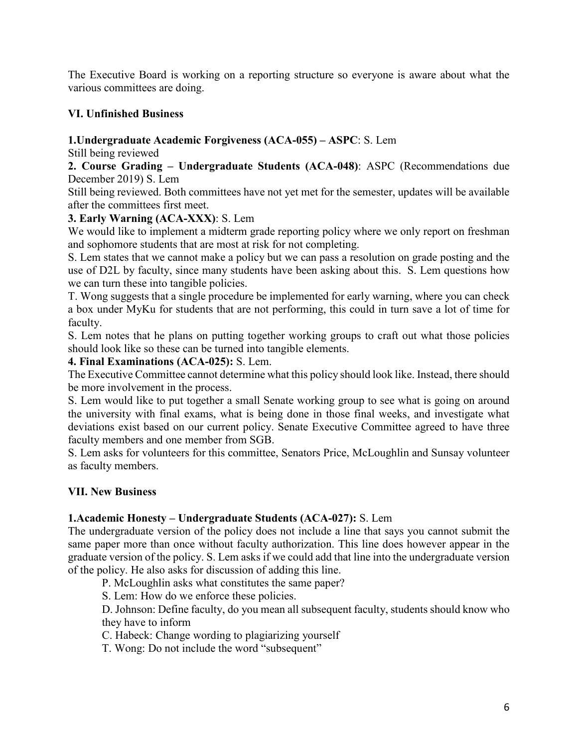The Executive Board is working on a reporting structure so everyone is aware about what the various committees are doing.

### VI. Unfinished Business

**1.Undergraduate Academic Forgiveness (ACA-055) – ASPC**: S. Lem

Still being reviewed

**2. Course Grading – Undergraduate Students (ACA-048)**: ASPC (Recommendations due December 2019) S. Lem

Still being reviewed. Both committees have not yet met for the semester, updates will be available after the committees first meet.

**3. Early Warning (ACA-XXX)**: S. Lem

We would like to implement a midterm grade reporting policy where we only report on freshman and sophomore students that are most at risk for not completing.

S. Lem states that we cannot make a policy but we can pass a resolution on grade posting and the use of D2L by faculty, since many students have been asking about this. S. Lem questions how we can turn these into tangible policies.

T. Wong suggests that a single procedure be implemented for early warning, where you can check a box under MyKu for students that are not performing, this could in turn save a lot of time for faculty.

S. Lem notes that he plans on putting together working groups to craft out what those policies should look like so these can be turned into tangible elements.

**4. Final Examinations (ACA-025):** S. Lem.

The Executive Committee cannot determine what this policy should look like. Instead, there should be more involvement in the process.

S. Lem would like to put together a small Senate working group to see what is going on around the university with final exams, what is being done in those final weeks, and investigate what deviations exist based on our current policy. Senate Executive Committee agreed to have three faculty members and one member from SGB.

S. Lem asks for volunteers for this committee, Senators Price, McLoughlin and Sunsay volunteer as faculty members.

### VII. New Business

**1.Academic Honesty – Undergraduate Students (ACA-027):** S. Lem

The undergraduate version of the policy does not include a line that says you cannot submit the same paper more than once without faculty authorization. This line does however appear in the graduate version of the policy. S. Lem asks if we could add that line into the undergraduate version of the policy. He also asks for discussion of adding this line.

> P. McLoughlin asks what constitutes the same paper?
>
> S. Lem: How do we enforce these policies.
>
> D. Johnson: Define faculty, do you mean all subsequent faculty, students should know who they have to inform
>
> C. Habeck: Change wording to plagiarizing yourself
>
> T. Wong: Do not include the word "subsequent"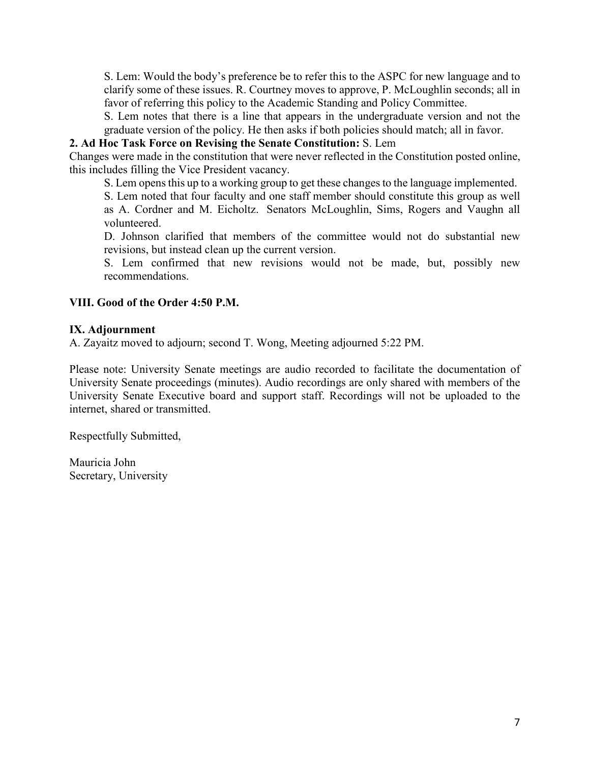S. Lem: Would the body's preference be to refer this to the ASPC for new language and to clarify some of these issues. R. Courtney moves to approve, P. McLoughlin seconds; all in favor of referring this policy to the Academic Standing and Policy Committee.

S. Lem notes that there is a line that appears in the undergraduate version and not the graduate version of the policy. He then asks if both policies should match; all in favor.

**2. Ad Hoc Task Force on Revising the Senate Constitution:** S. Lem

Changes were made in the constitution that were never reflected in the Constitution posted online, this includes filling the Vice President vacancy.

S. Lem opens this up to a working group to get these changes to the language implemented.

S. Lem noted that four faculty and one staff member should constitute this group as well as A. Cordner and M. Eicholtz. Senators McLoughlin, Sims, Rogers and Vaughn all volunteered.

D. Johnson clarified that members of the committee would not do substantial new revisions, but instead clean up the current version.

S. Lem confirmed that new revisions would not be made, but, possibly new recommendations.

**VIII. Good of the Order 4:50 P.M.**

**IX. Adjournment**

A. Zayaitz moved to adjourn; second T. Wong, Meeting adjourned 5:22 PM.

Please note: University Senate meetings are audio recorded to facilitate the documentation of University Senate proceedings (minutes). Audio recordings are only shared with members of the University Senate Executive board and support staff. Recordings will not be uploaded to the internet, shared or transmitted.

Respectfully Submitted,

Mauricia John
Secretary, University